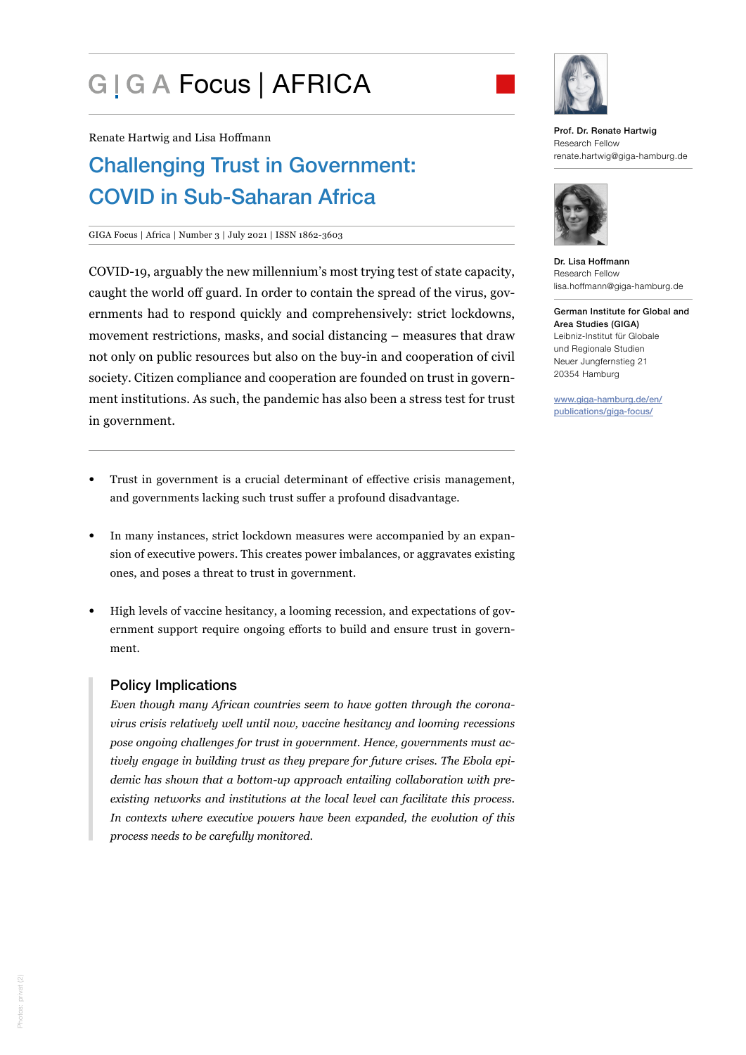# GIGA Focus | AFRICA

Renate Hartwig and Lisa Hoffmann

## Challenging Trust in Government: COVID in Sub-Saharan Africa

GIGA Focus | Africa | Number 3 | July 2021 | ISSN 1862-3603

COVID-19, arguably the new millennium's most trying test of state capacity, caught the world off guard. In order to contain the spread of the virus, governments had to respond quickly and comprehensively: strict lockdowns, movement restrictions, masks, and social distancing – measures that draw not only on public resources but also on the buy-in and cooperation of civil society. Citizen compliance and cooperation are founded on trust in government institutions. As such, the pandemic has also been a stress test for trust in government.

- Trust in government is a crucial determinant of effective crisis management, and governments lacking such trust suffer a profound disadvantage.
- In many instances, strict lockdown measures were accompanied by an expansion of executive powers. This creates power imbalances, or aggravates existing ones, and poses a threat to trust in government.
- High levels of vaccine hesitancy, a looming recession, and expectations of government support require ongoing efforts to build and ensure trust in government.

### Policy Implications

*Even though many African countries seem to have gotten through the coronavirus crisis relatively well until now, vaccine hesitancy and looming recessions pose ongoing challenges for trust in government. Hence, governments must actively engage in building trust as they prepare for future crises. The Ebola epidemic has shown that a bottom-up approach entailing collaboration with pre-existing networks and institutions at the local level can facilitate this process. In contexts where executive powers have been expanded, the evolution of this process needs to be carefully monitored.*

**Prof. Dr. Renate Hartwig**
Research Fellow
renate.hartwig@giga-hamburg.de

**Dr. Lisa Hoffmann**
Research Fellow
lisa.hoffmann@giga-hamburg.de

**German Institute for Global and Area Studies (GIGA)**
Leibniz-Institut für Globale und Regionale Studien
Neuer Jungfernstieg 21
20354 Hamburg

www.giga-hamburg.de/en/publications/giga-focus/

Photos: privat (2)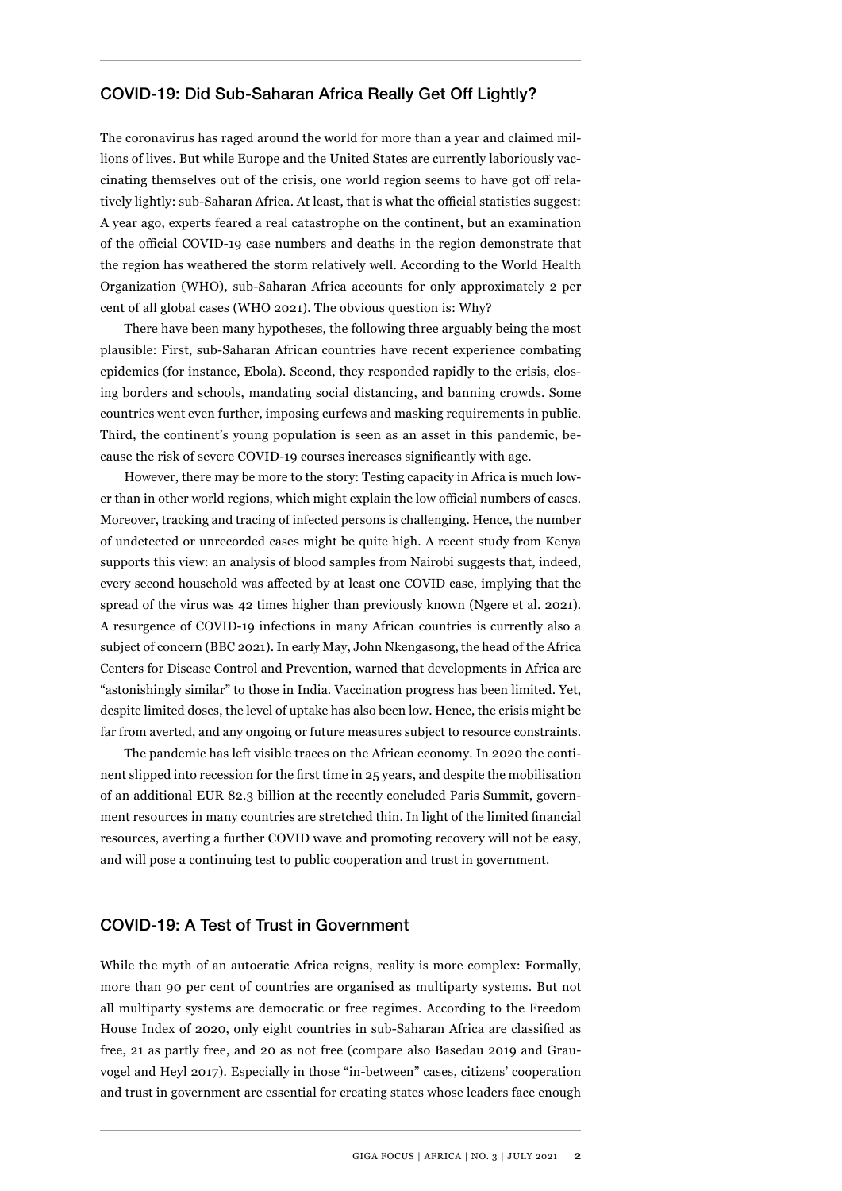## COVID-19: Did Sub-Saharan Africa Really Get Off Lightly?

The coronavirus has raged around the world for more than a year and claimed millions of lives. But while Europe and the United States are currently laboriously vaccinating themselves out of the crisis, one world region seems to have got off relatively lightly: sub-Saharan Africa. At least, that is what the official statistics suggest: A year ago, experts feared a real catastrophe on the continent, but an examination of the official COVID-19 case numbers and deaths in the region demonstrate that the region has weathered the storm relatively well. According to the World Health Organization (WHO), sub-Saharan Africa accounts for only approximately 2 per cent of all global cases (WHO 2021). The obvious question is: Why?

There have been many hypotheses, the following three arguably being the most plausible: First, sub-Saharan African countries have recent experience combating epidemics (for instance, Ebola). Second, they responded rapidly to the crisis, closing borders and schools, mandating social distancing, and banning crowds. Some countries went even further, imposing curfews and masking requirements in public. Third, the continent's young population is seen as an asset in this pandemic, because the risk of severe COVID-19 courses increases significantly with age.

However, there may be more to the story: Testing capacity in Africa is much lower than in other world regions, which might explain the low official numbers of cases. Moreover, tracking and tracing of infected persons is challenging. Hence, the number of undetected or unrecorded cases might be quite high. A recent study from Kenya supports this view: an analysis of blood samples from Nairobi suggests that, indeed, every second household was affected by at least one COVID case, implying that the spread of the virus was 42 times higher than previously known (Ngere et al. 2021). A resurgence of COVID-19 infections in many African countries is currently also a subject of concern (BBC 2021). In early May, John Nkengasong, the head of the Africa Centers for Disease Control and Prevention, warned that developments in Africa are "astonishingly similar" to those in India. Vaccination progress has been limited. Yet, despite limited doses, the level of uptake has also been low. Hence, the crisis might be far from averted, and any ongoing or future measures subject to resource constraints.

The pandemic has left visible traces on the African economy. In 2020 the continent slipped into recession for the first time in 25 years, and despite the mobilisation of an additional EUR 82.3 billion at the recently concluded Paris Summit, government resources in many countries are stretched thin. In light of the limited financial resources, averting a further COVID wave and promoting recovery will not be easy, and will pose a continuing test to public cooperation and trust in government.

## COVID-19: A Test of Trust in Government

While the myth of an autocratic Africa reigns, reality is more complex: Formally, more than 90 per cent of countries are organised as multiparty systems. But not all multiparty systems are democratic or free regimes. According to the Freedom House Index of 2020, only eight countries in sub-Saharan Africa are classified as free, 21 as partly free, and 20 as not free (compare also Basedau 2019 and Grauvogel and Heyl 2017). Especially in those "in-between" cases, citizens' cooperation and trust in government are essential for creating states whose leaders face enough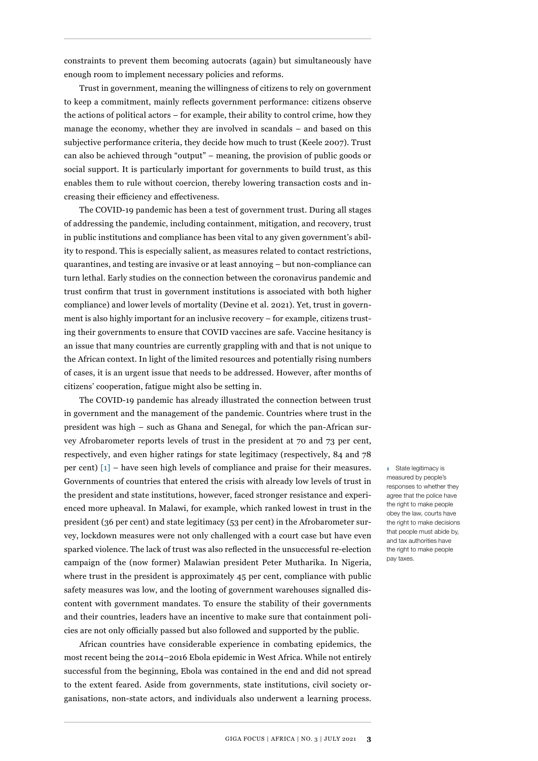constraints to prevent them becoming autocrats (again) but simultaneously have enough room to implement necessary policies and reforms.

Trust in government, meaning the willingness of citizens to rely on government to keep a commitment, mainly reflects government performance: citizens observe the actions of political actors – for example, their ability to control crime, how they manage the economy, whether they are involved in scandals – and based on this subjective performance criteria, they decide how much to trust (Keele 2007). Trust can also be achieved through "output" – meaning, the provision of public goods or social support. It is particularly important for governments to build trust, as this enables them to rule without coercion, thereby lowering transaction costs and increasing their efficiency and effectiveness.

The COVID-19 pandemic has been a test of government trust. During all stages of addressing the pandemic, including containment, mitigation, and recovery, trust in public institutions and compliance has been vital to any given government's ability to respond. This is especially salient, as measures related to contact restrictions, quarantines, and testing are invasive or at least annoying – but non-compliance can turn lethal. Early studies on the connection between the coronavirus pandemic and trust confirm that trust in government institutions is associated with both higher compliance) and lower levels of mortality (Devine et al. 2021). Yet, trust in government is also highly important for an inclusive recovery – for example, citizens trusting their governments to ensure that COVID vaccines are safe. Vaccine hesitancy is an issue that many countries are currently grappling with and that is not unique to the African context. In light of the limited resources and potentially rising numbers of cases, it is an urgent issue that needs to be addressed. However, after months of citizens' cooperation, fatigue might also be setting in.

The COVID-19 pandemic has already illustrated the connection between trust in government and the management of the pandemic. Countries where trust in the president was high – such as Ghana and Senegal, for which the pan-African survey Afrobarometer reports levels of trust in the president at 70 and 73 per cent, respectively, and even higher ratings for state legitimacy (respectively, 84 and 78 per cent) [1] – have seen high levels of compliance and praise for their measures. Governments of countries that entered the crisis with already low levels of trust in the president and state institutions, however, faced stronger resistance and experienced more upheaval. In Malawi, for example, which ranked lowest in trust in the president (36 per cent) and state legitimacy (53 per cent) in the Afrobarometer survey, lockdown measures were not only challenged with a court case but have even sparked violence. The lack of trust was also reflected in the unsuccessful re-election campaign of the (now former) Malawian president Peter Mutharika. In Nigeria, where trust in the president is approximately 45 per cent, compliance with public safety measures was low, and the looting of government warehouses signalled discontent with government mandates. To ensure the stability of their governments and their countries, leaders have an incentive to make sure that containment policies are not only officially passed but also followed and supported by the public.

1 State legitimacy is measured by people's responses to whether they agree that the police have the right to make people obey the law, courts have the right to make decisions that people must abide by, and tax authorities have the right to make people pay taxes.

African countries have considerable experience in combating epidemics, the most recent being the 2014–2016 Ebola epidemic in West Africa. While not entirely successful from the beginning, Ebola was contained in the end and did not spread to the extent feared. Aside from governments, state institutions, civil society organisations, non-state actors, and individuals also underwent a learning process.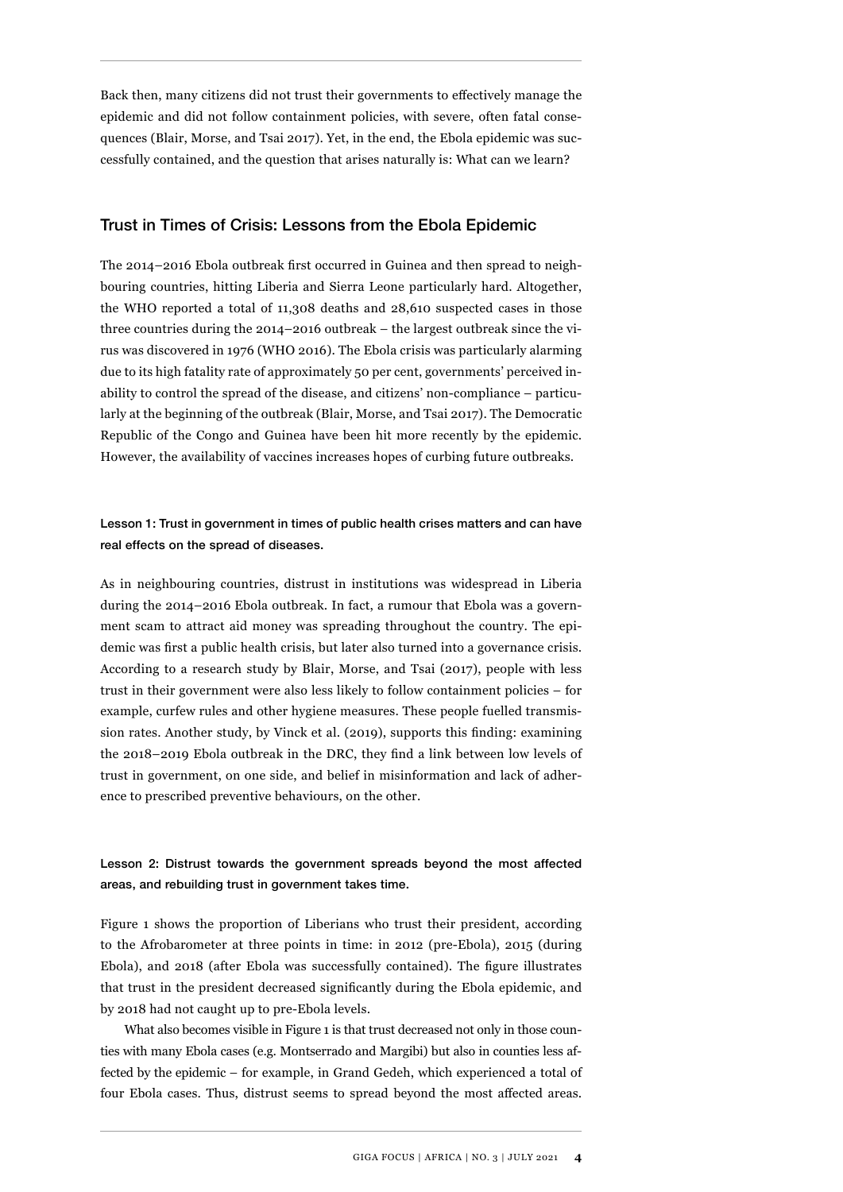Back then, many citizens did not trust their governments to effectively manage the epidemic and did not follow containment policies, with severe, often fatal consequences (Blair, Morse, and Tsai 2017). Yet, in the end, the Ebola epidemic was successfully contained, and the question that arises naturally is: What can we learn?

## Trust in Times of Crisis: Lessons from the Ebola Epidemic

The 2014–2016 Ebola outbreak first occurred in Guinea and then spread to neighbouring countries, hitting Liberia and Sierra Leone particularly hard. Altogether, the WHO reported a total of 11,308 deaths and 28,610 suspected cases in those three countries during the 2014–2016 outbreak – the largest outbreak since the virus was discovered in 1976 (WHO 2016). The Ebola crisis was particularly alarming due to its high fatality rate of approximately 50 per cent, governments' perceived inability to control the spread of the disease, and citizens' non-compliance – particularly at the beginning of the outbreak (Blair, Morse, and Tsai 2017). The Democratic Republic of the Congo and Guinea have been hit more recently by the epidemic. However, the availability of vaccines increases hopes of curbing future outbreaks.

### Lesson 1: Trust in government in times of public health crises matters and can have real effects on the spread of diseases.

As in neighbouring countries, distrust in institutions was widespread in Liberia during the 2014–2016 Ebola outbreak. In fact, a rumour that Ebola was a government scam to attract aid money was spreading throughout the country. The epidemic was first a public health crisis, but later also turned into a governance crisis. According to a research study by Blair, Morse, and Tsai (2017), people with less trust in their government were also less likely to follow containment policies – for example, curfew rules and other hygiene measures. These people fuelled transmission rates. Another study, by Vinck et al. (2019), supports this finding: examining the 2018–2019 Ebola outbreak in the DRC, they find a link between low levels of trust in government, on one side, and belief in misinformation and lack of adherence to prescribed preventive behaviours, on the other.

### Lesson 2: Distrust towards the government spreads beyond the most affected areas, and rebuilding trust in government takes time.

Figure 1 shows the proportion of Liberians who trust their president, according to the Afrobarometer at three points in time: in 2012 (pre-Ebola), 2015 (during Ebola), and 2018 (after Ebola was successfully contained). The figure illustrates that trust in the president decreased significantly during the Ebola epidemic, and by 2018 had not caught up to pre-Ebola levels.

What also becomes visible in Figure 1 is that trust decreased not only in those counties with many Ebola cases (e.g. Montserrado and Margibi) but also in counties less affected by the epidemic – for example, in Grand Gedeh, which experienced a total of four Ebola cases. Thus, distrust seems to spread beyond the most affected areas.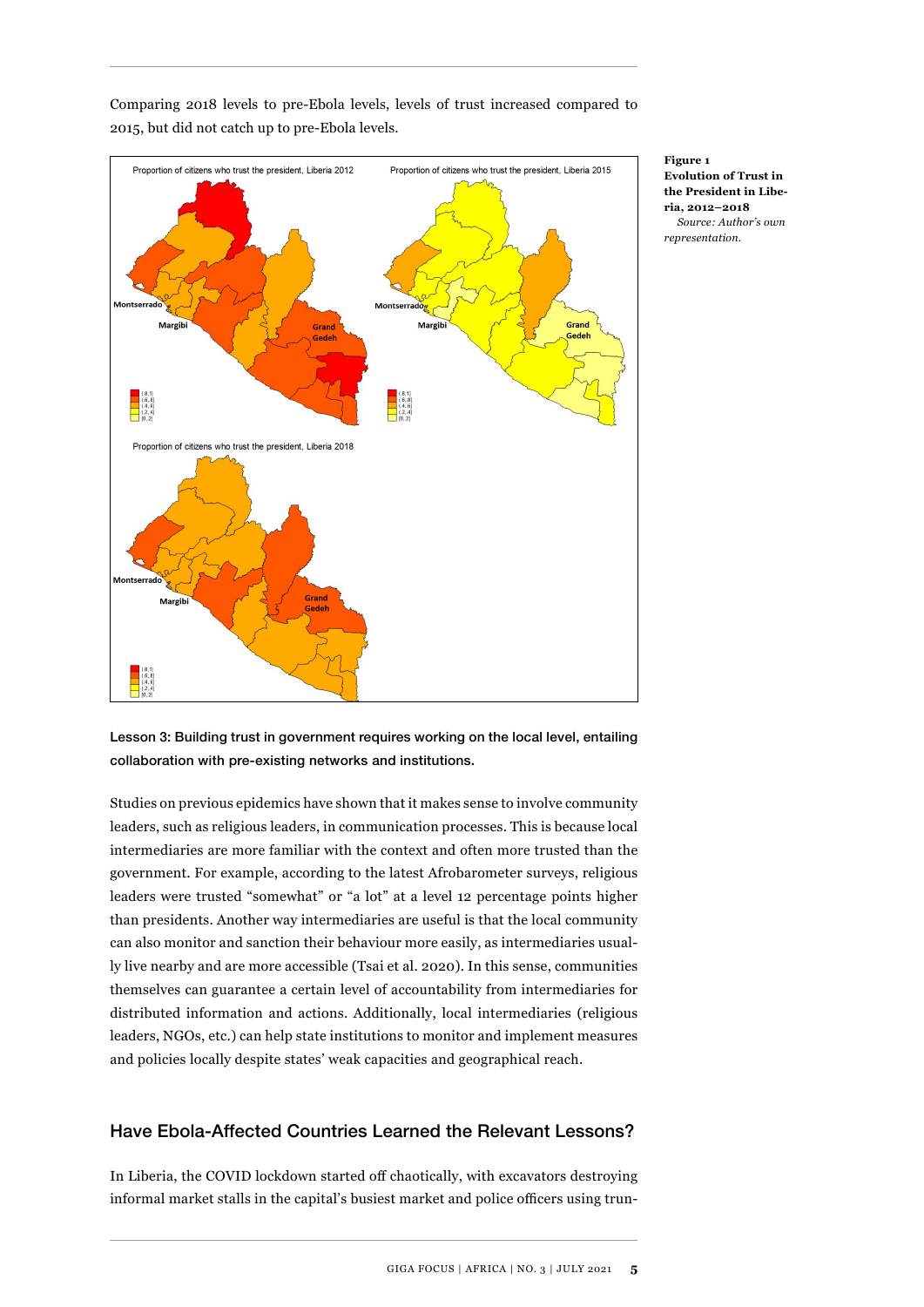Comparing 2018 levels to pre-Ebola levels, levels of trust increased compared to 2015, but did not catch up to pre-Ebola levels.

**Figure 1**
**Evolution of Trust in the President in Liberia, 2012–2018**
*Source: Author's own representation.*

Lesson 3: Building trust in government requires working on the local level, entailing collaboration with pre-existing networks and institutions.

Studies on previous epidemics have shown that it makes sense to involve community leaders, such as religious leaders, in communication processes. This is because local intermediaries are more familiar with the context and often more trusted than the government. For example, according to the latest Afrobarometer surveys, religious leaders were trusted "somewhat" or "a lot" at a level 12 percentage points higher than presidents. Another way intermediaries are useful is that the local community can also monitor and sanction their behaviour more easily, as intermediaries usually live nearby and are more accessible (Tsai et al. 2020). In this sense, communities themselves can guarantee a certain level of accountability from intermediaries for distributed information and actions. Additionally, local intermediaries (religious leaders, NGOs, etc.) can help state institutions to monitor and implement measures and policies locally despite states' weak capacities and geographical reach.

## Have Ebola-Affected Countries Learned the Relevant Lessons?

In Liberia, the COVID lockdown started off chaotically, with excavators destroying informal market stalls in the capital's busiest market and police officers using trun-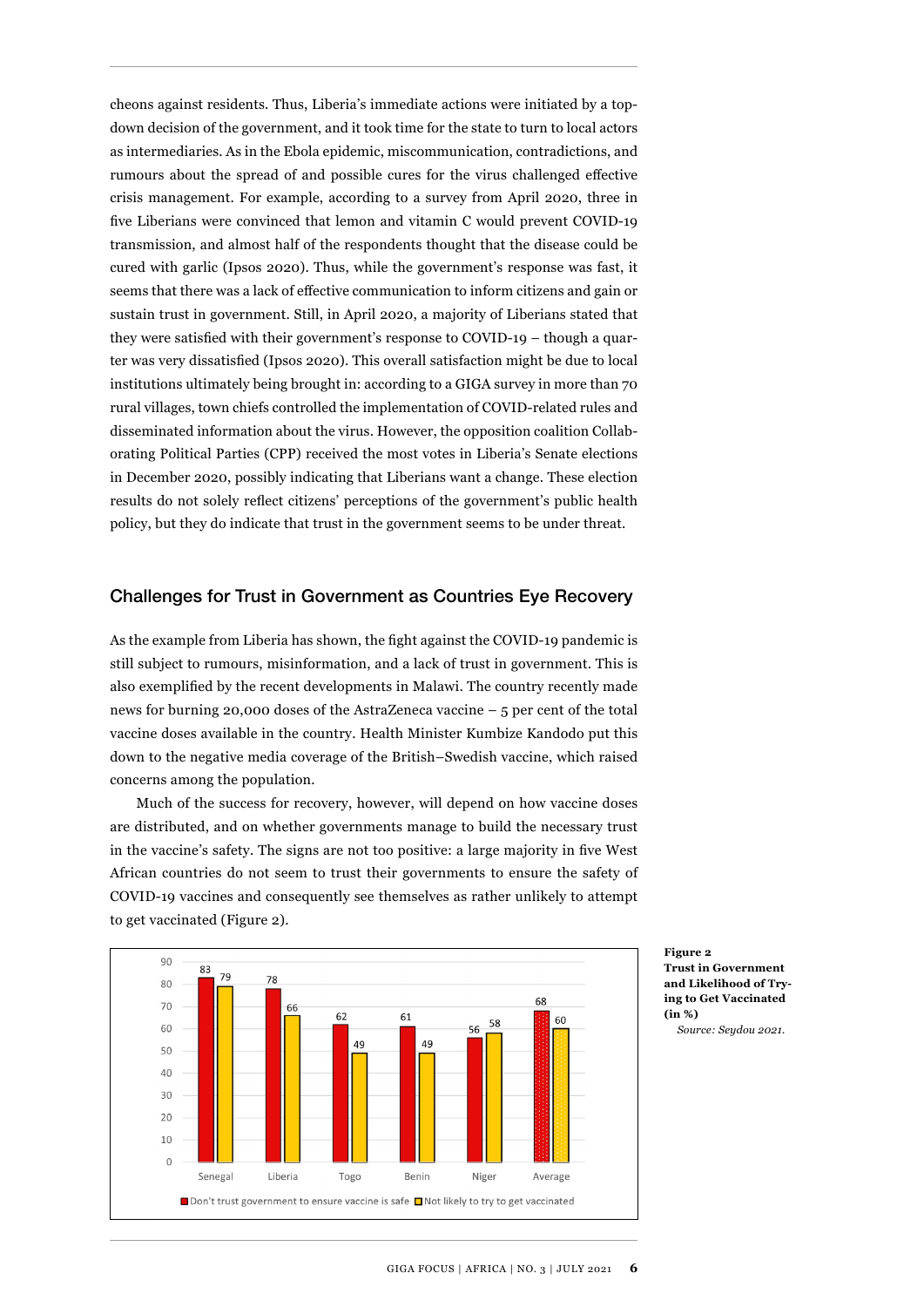cheons against residents. Thus, Liberia's immediate actions were initiated by a top-down decision of the government, and it took time for the state to turn to local actors as intermediaries. As in the Ebola epidemic, miscommunication, contradictions, and rumours about the spread of and possible cures for the virus challenged effective crisis management. For example, according to a survey from April 2020, three in five Liberians were convinced that lemon and vitamin C would prevent COVID-19 transmission, and almost half of the respondents thought that the disease could be cured with garlic (Ipsos 2020). Thus, while the government's response was fast, it seems that there was a lack of effective communication to inform citizens and gain or sustain trust in government. Still, in April 2020, a majority of Liberians stated that they were satisfied with their government's response to COVID-19 – though a quarter was very dissatisfied (Ipsos 2020). This overall satisfaction might be due to local institutions ultimately being brought in: according to a GIGA survey in more than 70 rural villages, town chiefs controlled the implementation of COVID-related rules and disseminated information about the virus. However, the opposition coalition Collaborating Political Parties (CPP) received the most votes in Liberia's Senate elections in December 2020, possibly indicating that Liberians want a change. These election results do not solely reflect citizens' perceptions of the government's public health policy, but they do indicate that trust in the government seems to be under threat.

## Challenges for Trust in Government as Countries Eye Recovery

As the example from Liberia has shown, the fight against the COVID-19 pandemic is still subject to rumours, misinformation, and a lack of trust in government. This is also exemplified by the recent developments in Malawi. The country recently made news for burning 20,000 doses of the AstraZeneca vaccine – 5 per cent of the total vaccine doses available in the country. Health Minister Kumbize Kandodo put this down to the negative media coverage of the British–Swedish vaccine, which raised concerns among the population.

Much of the success for recovery, however, will depend on how vaccine doses are distributed, and on whether governments manage to build the necessary trust in the vaccine's safety. The signs are not too positive: a large majority in five West African countries do not seem to trust their governments to ensure the safety of COVID-19 vaccines and consequently see themselves as rather unlikely to attempt to get vaccinated (Figure 2).

| | Don't trust government to ensure vaccine is safe | Not likely to try to get vaccinated |
|---|---|---|
| Senegal | 83 | 79 |
| Liberia | 78 | 66 |
| Togo | 62 | 49 |
| Benin | 61 | 49 |
| Niger | 56 | 58 |
| Average | 68 | 60 |

**Figure 2**
**Trust in Government and Likelihood of Trying to Get Vaccinated (in %)**
*Source: Seydou 2021.*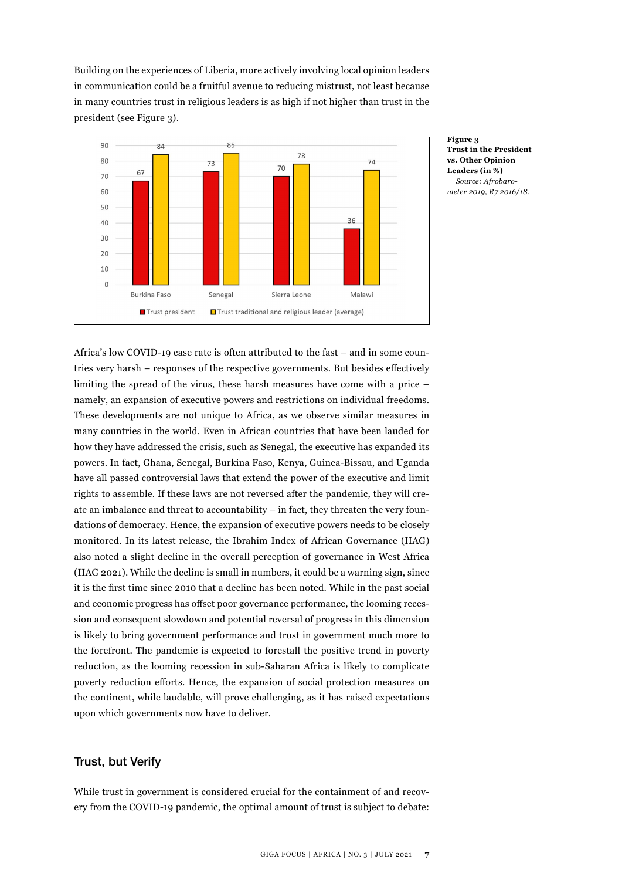Building on the experiences of Liberia, more actively involving local opinion leaders in communication could be a fruitful avenue to reducing mistrust, not least because in many countries trust in religious leaders is as high if not higher than trust in the president (see Figure 3).

| | Trust president | Trust traditional and religious leader (average) |
|---|---|---|
| Burkina Faso | 67 | 84 |
| Senegal | 73 | 85 |
| Sierra Leone | 70 | 78 |
| Malawi | 36 | 74 |

**Figure 3**
**Trust in the President vs. Other Opinion Leaders (in %)**
*Source: Afrobarometer 2019, R7 2016/18.*

Africa's low COVID-19 case rate is often attributed to the fast – and in some countries very harsh – responses of the respective governments. But besides effectively limiting the spread of the virus, these harsh measures have come with a price – namely, an expansion of executive powers and restrictions on individual freedoms. These developments are not unique to Africa, as we observe similar measures in many countries in the world. Even in African countries that have been lauded for how they have addressed the crisis, such as Senegal, the executive has expanded its powers. In fact, Ghana, Senegal, Burkina Faso, Kenya, Guinea-Bissau, and Uganda have all passed controversial laws that extend the power of the executive and limit rights to assemble. If these laws are not reversed after the pandemic, they will create an imbalance and threat to accountability – in fact, they threaten the very foundations of democracy. Hence, the expansion of executive powers needs to be closely monitored. In its latest release, the Ibrahim Index of African Governance (IIAG) also noted a slight decline in the overall perception of governance in West Africa (IIAG 2021). While the decline is small in numbers, it could be a warning sign, since it is the first time since 2010 that a decline has been noted. While in the past social and economic progress has offset poor governance performance, the looming recession and consequent slowdown and potential reversal of progress in this dimension is likely to bring government performance and trust in government much more to the forefront. The pandemic is expected to forestall the positive trend in poverty reduction, as the looming recession in sub-Saharan Africa is likely to complicate poverty reduction efforts. Hence, the expansion of social protection measures on the continent, while laudable, will prove challenging, as it has raised expectations upon which governments now have to deliver.

## Trust, but Verify

While trust in government is considered crucial for the containment of and recovery from the COVID-19 pandemic, the optimal amount of trust is subject to debate: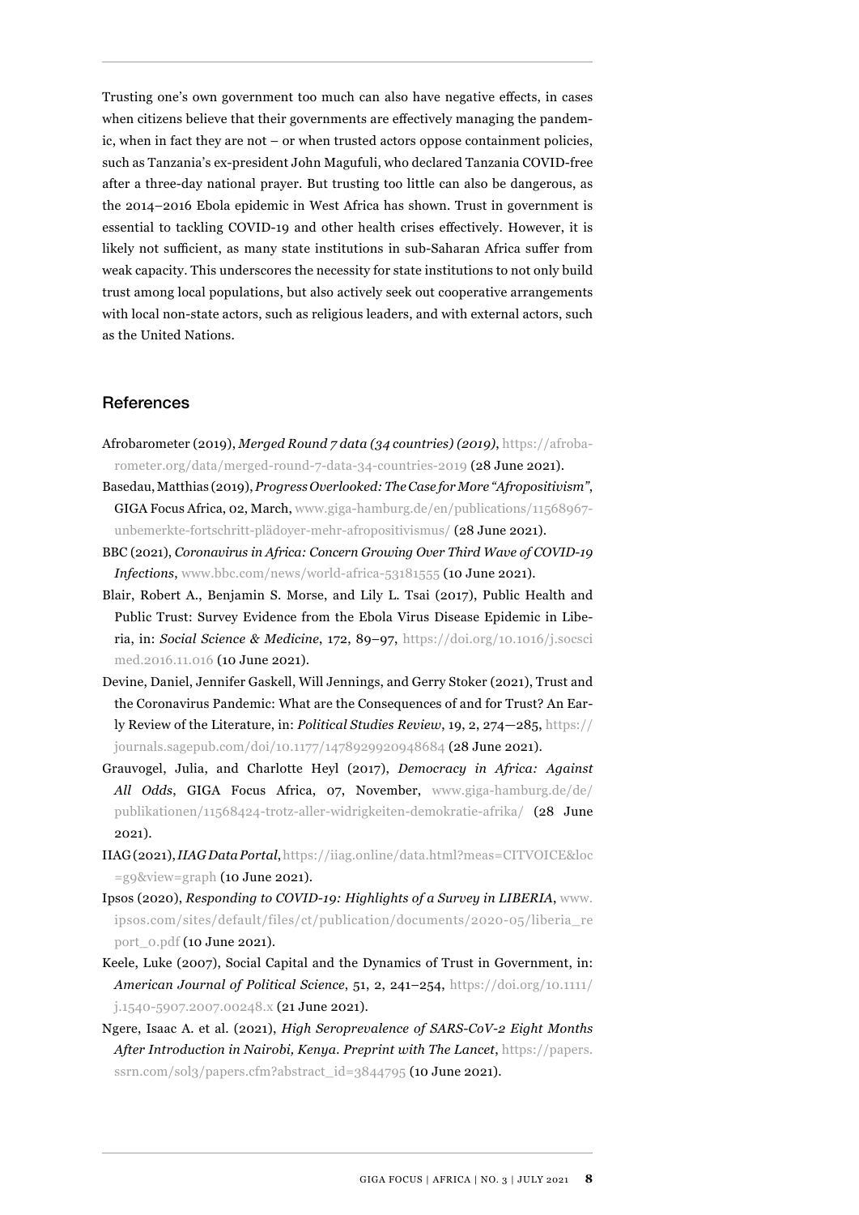Trusting one's own government too much can also have negative effects, in cases when citizens believe that their governments are effectively managing the pandemic, when in fact they are not – or when trusted actors oppose containment policies, such as Tanzania's ex-president John Magufuli, who declared Tanzania COVID-free after a three-day national prayer. But trusting too little can also be dangerous, as the 2014–2016 Ebola epidemic in West Africa has shown. Trust in government is essential to tackling COVID-19 and other health crises effectively. However, it is likely not sufficient, as many state institutions in sub-Saharan Africa suffer from weak capacity. This underscores the necessity for state institutions to not only build trust among local populations, but also actively seek out cooperative arrangements with local non-state actors, such as religious leaders, and with external actors, such as the United Nations.

## References

Afrobarometer (2019), *Merged Round 7 data (34 countries) (2019)*, https://afrobarometer.org/data/merged-round-7-data-34-countries-2019 (28 June 2021).

Basedau, Matthias (2019), *Progress Overlooked: The Case for More "Afropositivism"*, GIGA Focus Africa, 02, March, www.giga-hamburg.de/en/publications/11568967-unbemerkte-fortschritt-plädoyer-mehr-afropositivismus/ (28 June 2021).

BBC (2021), *Coronavirus in Africa: Concern Growing Over Third Wave of COVID-19 Infections*, www.bbc.com/news/world-africa-53181555 (10 June 2021).

Blair, Robert A., Benjamin S. Morse, and Lily L. Tsai (2017), Public Health and Public Trust: Survey Evidence from the Ebola Virus Disease Epidemic in Liberia, in: *Social Science & Medicine*, 172, 89–97, https://doi.org/10.1016/j.socscimed.2016.11.016 (10 June 2021).

Devine, Daniel, Jennifer Gaskell, Will Jennings, and Gerry Stoker (2021), Trust and the Coronavirus Pandemic: What are the Consequences of and for Trust? An Early Review of the Literature, in: *Political Studies Review*, 19, 2, 274—285, https://journals.sagepub.com/doi/10.1177/1478929920948684 (28 June 2021).

Grauvogel, Julia, and Charlotte Heyl (2017), *Democracy in Africa: Against All Odds*, GIGA Focus Africa, 07, November, www.giga-hamburg.de/de/publikationen/11568424-trotz-aller-widrigkeiten-demokratie-afrika/ (28 June 2021).

IIAG (2021), *IIAG Data Portal*, https://iiag.online/data.html?meas=CITVOICE&loc=g9&view=graph (10 June 2021).

Ipsos (2020), *Responding to COVID-19: Highlights of a Survey in LIBERIA*, www.ipsos.com/sites/default/files/ct/publication/documents/2020-05/liberia_report_0.pdf (10 June 2021).

Keele, Luke (2007), Social Capital and the Dynamics of Trust in Government, in: *American Journal of Political Science*, 51, 2, 241–254, https://doi.org/10.1111/j.1540-5907.2007.00248.x (21 June 2021).

Ngere, Isaac A. et al. (2021), *High Seroprevalence of SARS-CoV-2 Eight Months After Introduction in Nairobi, Kenya. Preprint with The Lancet*, https://papers.ssrn.com/sol3/papers.cfm?abstract_id=3844795 (10 June 2021).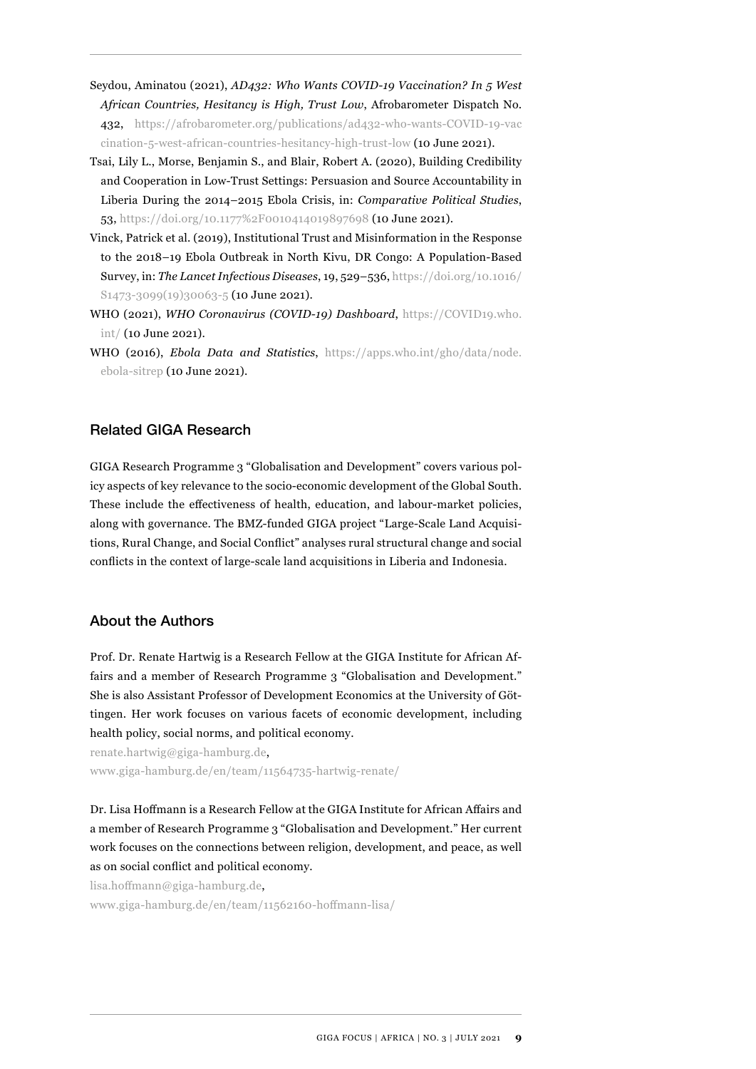Seydou, Aminatou (2021), *AD432: Who Wants COVID-19 Vaccination? In 5 West African Countries, Hesitancy is High, Trust Low*, Afrobarometer Dispatch No. 432, https://afrobarometer.org/publications/ad432-who-wants-COVID-19-vaccination-5-west-african-countries-hesitancy-high-trust-low (10 June 2021).

Tsai, Lily L., Morse, Benjamin S., and Blair, Robert A. (2020), Building Credibility and Cooperation in Low-Trust Settings: Persuasion and Source Accountability in Liberia During the 2014–2015 Ebola Crisis, in: *Comparative Political Studies*, 53, https://doi.org/10.1177%2F0010414019897698 (10 June 2021).

Vinck, Patrick et al. (2019), Institutional Trust and Misinformation in the Response to the 2018–19 Ebola Outbreak in North Kivu, DR Congo: A Population-Based Survey, in: *The Lancet Infectious Diseases*, 19, 529–536, https://doi.org/10.1016/S1473-3099(19)30063-5 (10 June 2021).

WHO (2021), *WHO Coronavirus (COVID-19) Dashboard*, https://COVID19.who.int/ (10 June 2021).

WHO (2016), *Ebola Data and Statistics*, https://apps.who.int/gho/data/node.ebola-sitrep (10 June 2021).

## Related GIGA Research

GIGA Research Programme 3 "Globalisation and Development" covers various policy aspects of key relevance to the socio-economic development of the Global South. These include the effectiveness of health, education, and labour-market policies, along with governance. The BMZ-funded GIGA project "Large-Scale Land Acquisitions, Rural Change, and Social Conflict" analyses rural structural change and social conflicts in the context of large-scale land acquisitions in Liberia and Indonesia.

## About the Authors

Prof. Dr. Renate Hartwig is a Research Fellow at the GIGA Institute for African Affairs and a member of Research Programme 3 "Globalisation and Development." She is also Assistant Professor of Development Economics at the University of Göttingen. Her work focuses on various facets of economic development, including health policy, social norms, and political economy.

renate.hartwig@giga-hamburg.de,
www.giga-hamburg.de/en/team/11564735-hartwig-renate/

Dr. Lisa Hoffmann is a Research Fellow at the GIGA Institute for African Affairs and a member of Research Programme 3 "Globalisation and Development." Her current work focuses on the connections between religion, development, and peace, as well as on social conflict and political economy.

lisa.hoffmann@giga-hamburg.de,
www.giga-hamburg.de/en/team/11562160-hoffmann-lisa/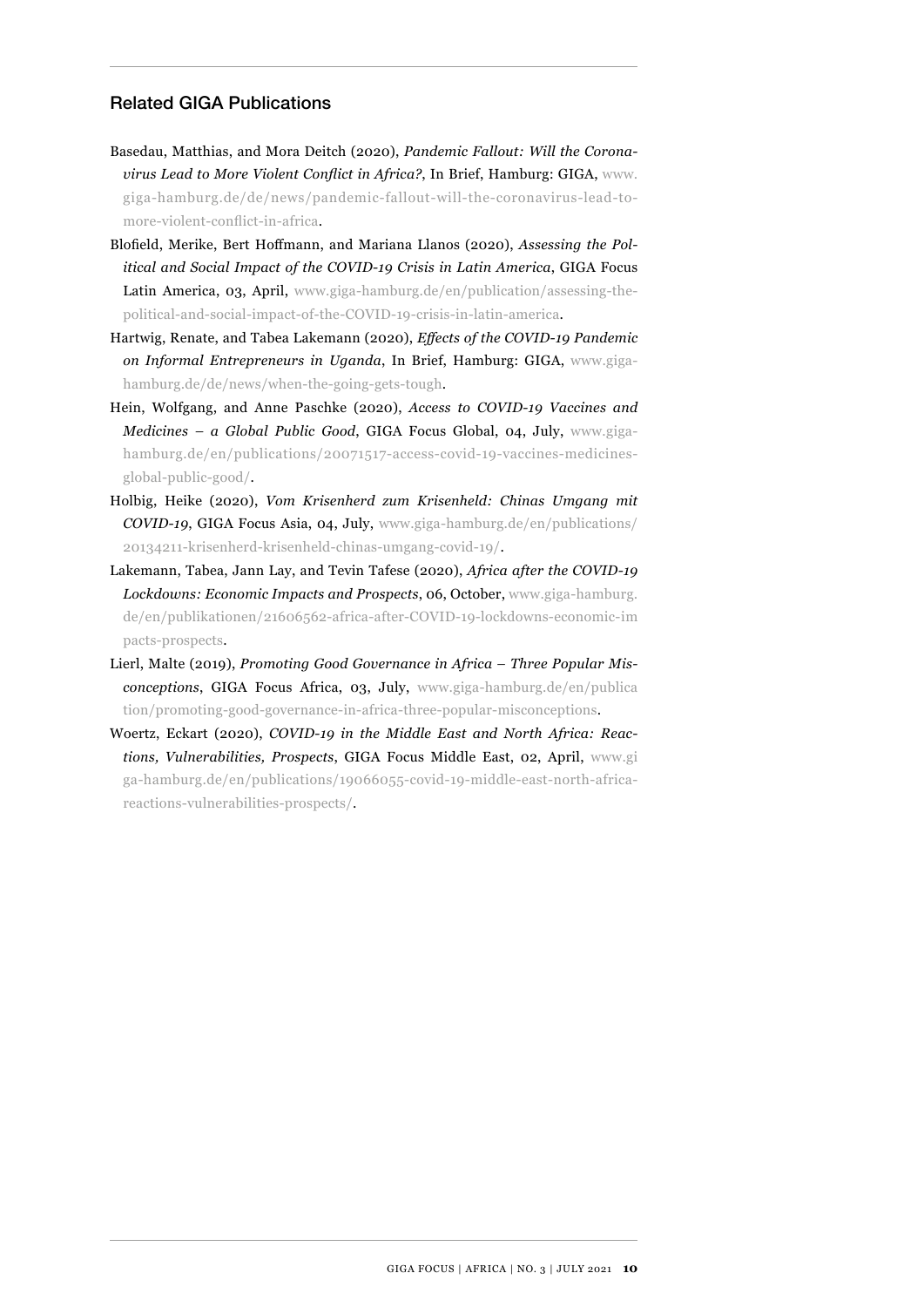## Related GIGA Publications

Basedau, Matthias, and Mora Deitch (2020), *Pandemic Fallout: Will the Coronavirus Lead to More Violent Conflict in Africa?*, In Brief, Hamburg: GIGA, www.giga-hamburg.de/de/news/pandemic-fallout-will-the-coronavirus-lead-to-more-violent-conflict-in-africa.

Blofield, Merike, Bert Hoffmann, and Mariana Llanos (2020), *Assessing the Political and Social Impact of the COVID-19 Crisis in Latin America*, GIGA Focus Latin America, 03, April, www.giga-hamburg.de/en/publication/assessing-the-political-and-social-impact-of-the-COVID-19-crisis-in-latin-america.

Hartwig, Renate, and Tabea Lakemann (2020), *Effects of the COVID-19 Pandemic on Informal Entrepreneurs in Uganda*, In Brief, Hamburg: GIGA, www.giga-hamburg.de/de/news/when-the-going-gets-tough.

Hein, Wolfgang, and Anne Paschke (2020), *Access to COVID-19 Vaccines and Medicines – a Global Public Good*, GIGA Focus Global, 04, July, www.giga-hamburg.de/en/publications/20071517-access-covid-19-vaccines-medicines-global-public-good/.

Holbig, Heike (2020), *Vom Krisenherd zum Krisenheld: Chinas Umgang mit COVID-19*, GIGA Focus Asia, 04, July, www.giga-hamburg.de/en/publications/20134211-krisenherd-krisenheld-chinas-umgang-covid-19/.

Lakemann, Tabea, Jann Lay, and Tevin Tafese (2020), *Africa after the COVID-19 Lockdowns: Economic Impacts and Prospects*, 06, October, www.giga-hamburg.de/en/publikationen/21606562-africa-after-COVID-19-lockdowns-economic-impacts-prospects.

Lierl, Malte (2019), *Promoting Good Governance in Africa – Three Popular Misconceptions*, GIGA Focus Africa, 03, July, www.giga-hamburg.de/en/publication/promoting-good-governance-in-africa-three-popular-misconceptions.

Woertz, Eckart (2020), *COVID-19 in the Middle East and North Africa: Reactions, Vulnerabilities, Prospects*, GIGA Focus Middle East, 02, April, www.giga-hamburg.de/en/publications/19066055-covid-19-middle-east-north-africa-reactions-vulnerabilities-prospects/.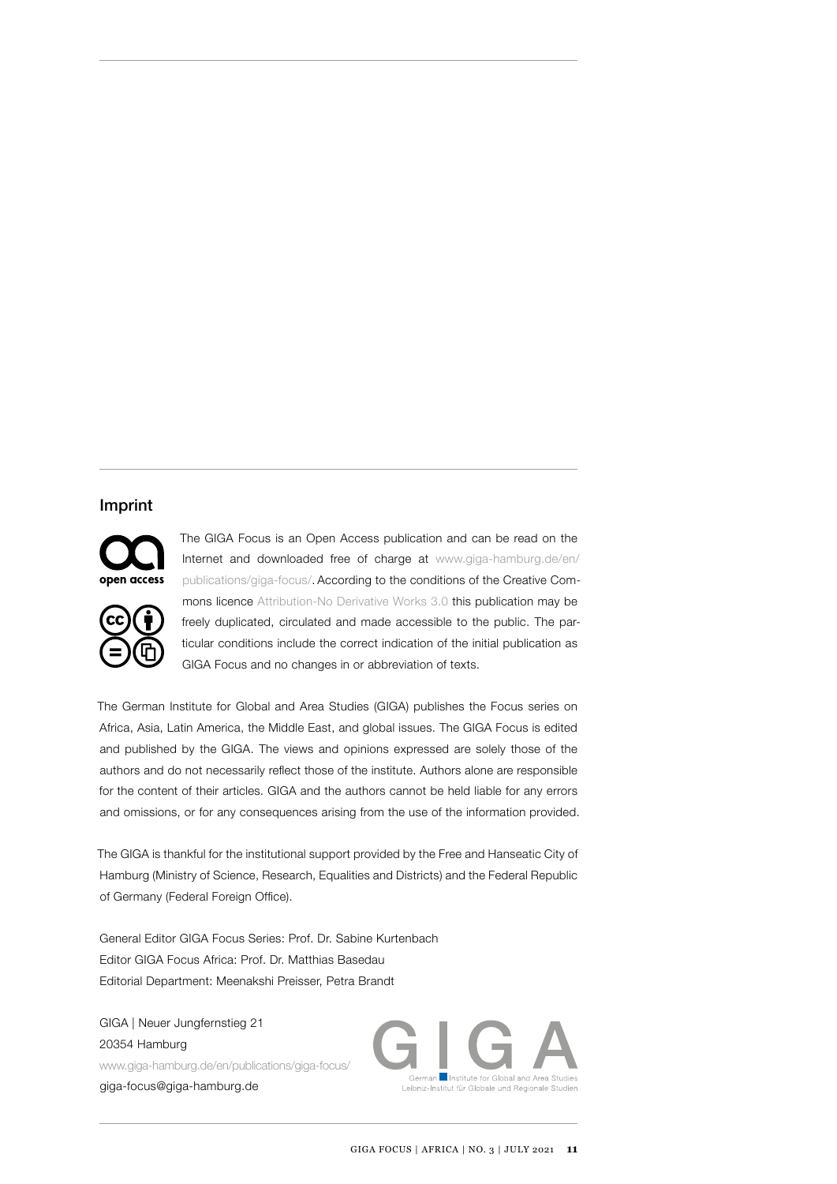## Imprint

The GIGA Focus is an Open Access publication and can be read on the Internet and downloaded free of charge at www.giga-hamburg.de/en/publications/giga-focus/. According to the conditions of the Creative Commons licence Attribution-No Derivative Works 3.0 this publication may be freely duplicated, circulated and made accessible to the public. The particular conditions include the correct indication of the initial publication as GIGA Focus and no changes in or abbreviation of texts.

The German Institute for Global and Area Studies (GIGA) publishes the Focus series on Africa, Asia, Latin America, the Middle East, and global issues. The GIGA Focus is edited and published by the GIGA. The views and opinions expressed are solely those of the authors and do not necessarily reflect those of the institute. Authors alone are responsible for the content of their articles. GIGA and the authors cannot be held liable for any errors and omissions, or for any consequences arising from the use of the information provided.

The GIGA is thankful for the institutional support provided by the Free and Hanseatic City of Hamburg (Ministry of Science, Research, Equalities and Districts) and the Federal Republic of Germany (Federal Foreign Office).

General Editor GIGA Focus Series: Prof. Dr. Sabine Kurtenbach
Editor GIGA Focus Africa: Prof. Dr. Matthias Basedau
Editorial Department: Meenakshi Preisser, Petra Brandt

GIGA | Neuer Jungfernstieg 21
20354 Hamburg
www.giga-hamburg.de/en/publications/giga-focus/
giga-focus@giga-hamburg.de

GIGA
German Institute for Global and Area Studies
Leibniz-Institut für Globale und Regionale Studien